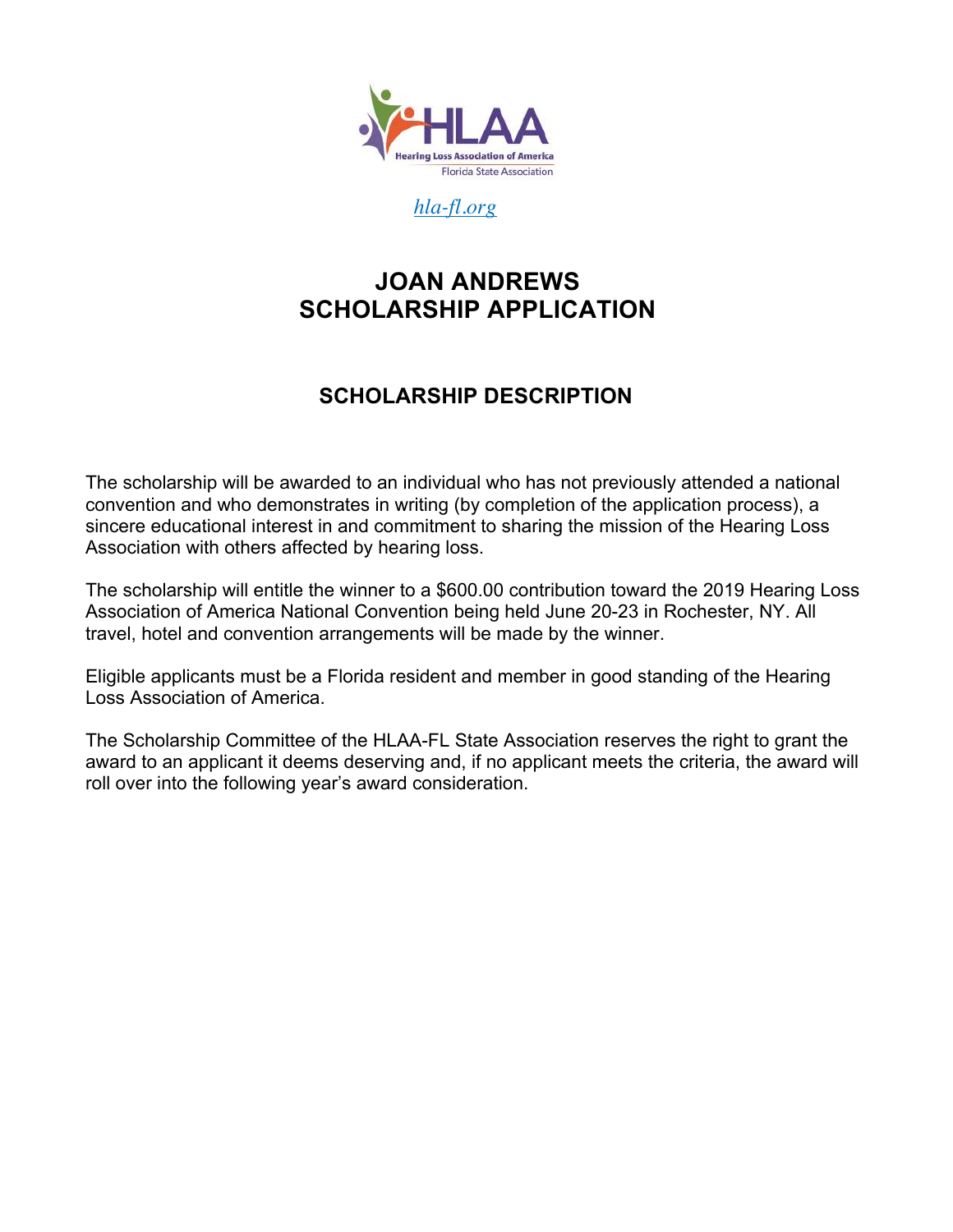HLAA

Hearing Loss Association of America

Florida State Association

*hla-fl.org*

# JOAN ANDREWS SCHOLARSHIP APPLICATION

## SCHOLARSHIP DESCRIPTION

The scholarship will be awarded to an individual who has not previously attended a national convention and who demonstrates in writing (by completion of the application process), a sincere educational interest in and commitment to sharing the mission of the Hearing Loss Association with others affected by hearing loss.

The scholarship will entitle the winner to a $600.00 contribution toward the 2019 Hearing Loss Association of America National Convention being held June 20-23 in Rochester, NY. All travel, hotel and convention arrangements will be made by the winner.

Eligible applicants must be a Florida resident and member in good standing of the Hearing Loss Association of America.

The Scholarship Committee of the HLAA-FL State Association reserves the right to grant the award to an applicant it deems deserving and, if no applicant meets the criteria, the award will roll over into the following year's award consideration.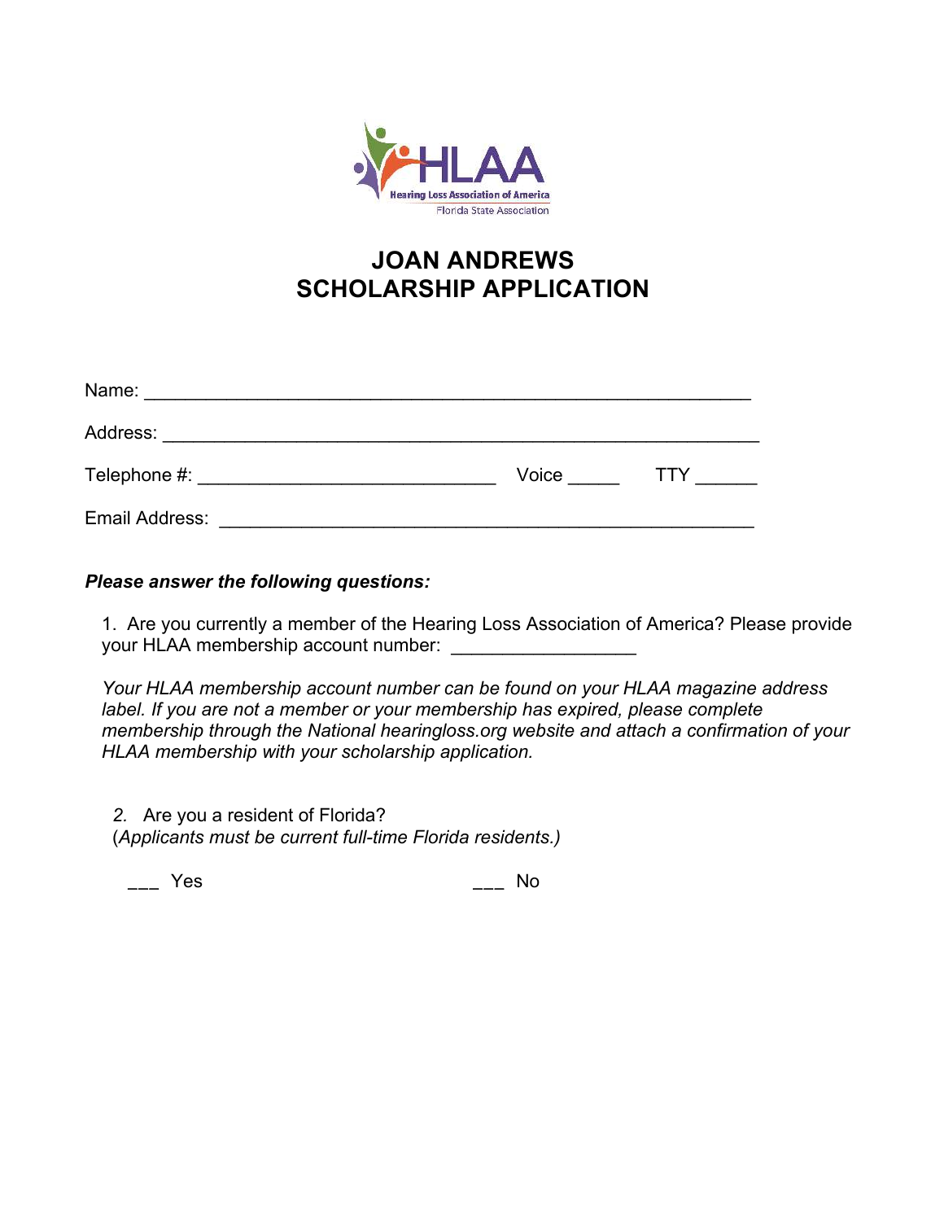HLAA
Hearing Loss Association of America
Florida State Association

# JOAN ANDREWS
# SCHOLARSHIP APPLICATION

Name: ___________________________________________________________

Address: _________________________________________________________

Telephone #: ____________________________ Voice _____ TTY ______

Email Address: ____________________________________________________

***Please answer the following questions:***

1. Are you currently a member of the Hearing Loss Association of America? Please provide your HLAA membership account number: _________________

*Your HLAA membership account number can be found on your HLAA magazine address label. If you are not a member or your membership has expired, please complete membership through the National hearingloss.org website and attach a confirmation of your HLAA membership with your scholarship application.*

2. Are you a resident of Florida?
(*Applicants must be current full-time Florida residents.)*

___ Yes ___ No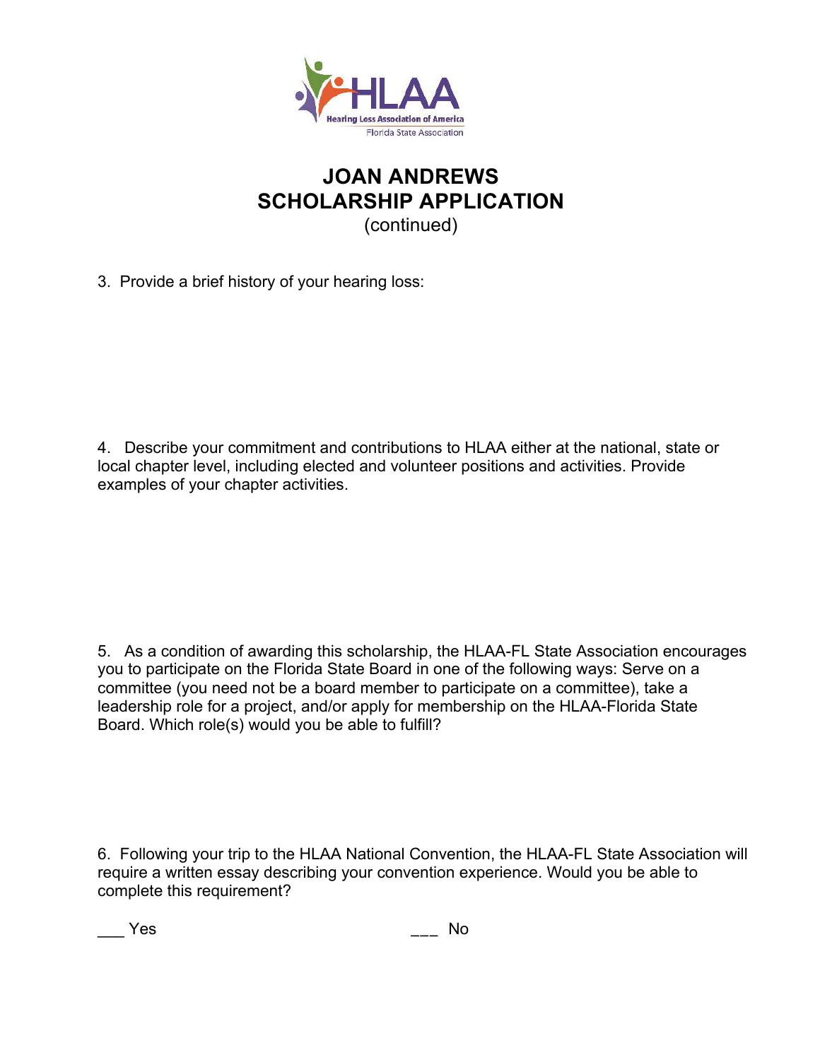# JOAN ANDREWS SCHOLARSHIP APPLICATION

(continued)

3. Provide a brief history of your hearing loss:

4. Describe your commitment and contributions to HLAA either at the national, state or local chapter level, including elected and volunteer positions and activities. Provide examples of your chapter activities.

5. As a condition of awarding this scholarship, the HLAA-FL State Association encourages you to participate on the Florida State Board in one of the following ways: Serve on a committee (you need not be a board member to participate on a committee), take a leadership role for a project, and/or apply for membership on the HLAA-Florida State Board. Which role(s) would you be able to fulfill?

6. Following your trip to the HLAA National Convention, the HLAA-FL State Association will require a written essay describing your convention experience. Would you be able to complete this requirement?

___ Yes ___ No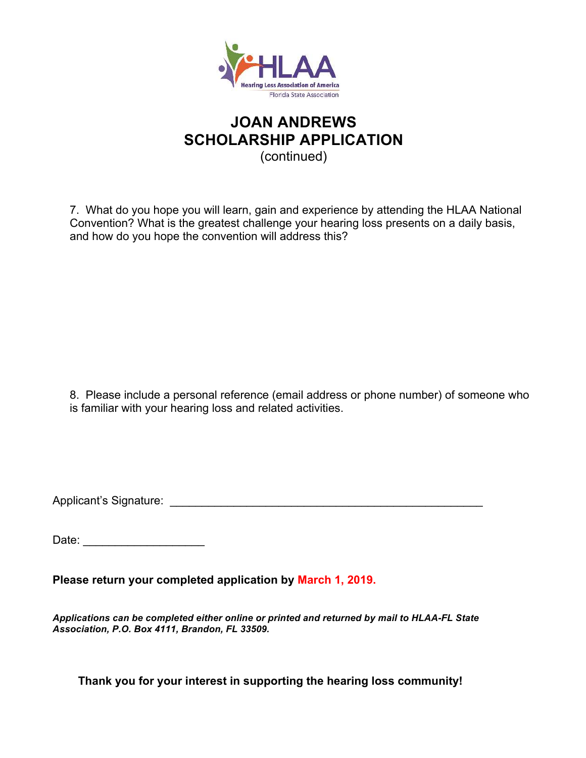HLAA
Hearing Loss Association of America
Florida State Association

# JOAN ANDREWS
# SCHOLARSHIP APPLICATION
(continued)

7. What do you hope you will learn, gain and experience by attending the HLAA National Convention? What is the greatest challenge your hearing loss presents on a daily basis, and how do you hope the convention will address this?

8. Please include a personal reference (email address or phone number) of someone who is familiar with your hearing loss and related activities.

Applicant's Signature: ____________________________________________________

Date: ___________________

**Please return your completed application by March 1, 2019.**

***Applications can be completed either online or printed and returned by mail to HLAA-FL State Association, P.O. Box 4111, Brandon, FL 33509.***

**Thank you for your interest in supporting the hearing loss community!**